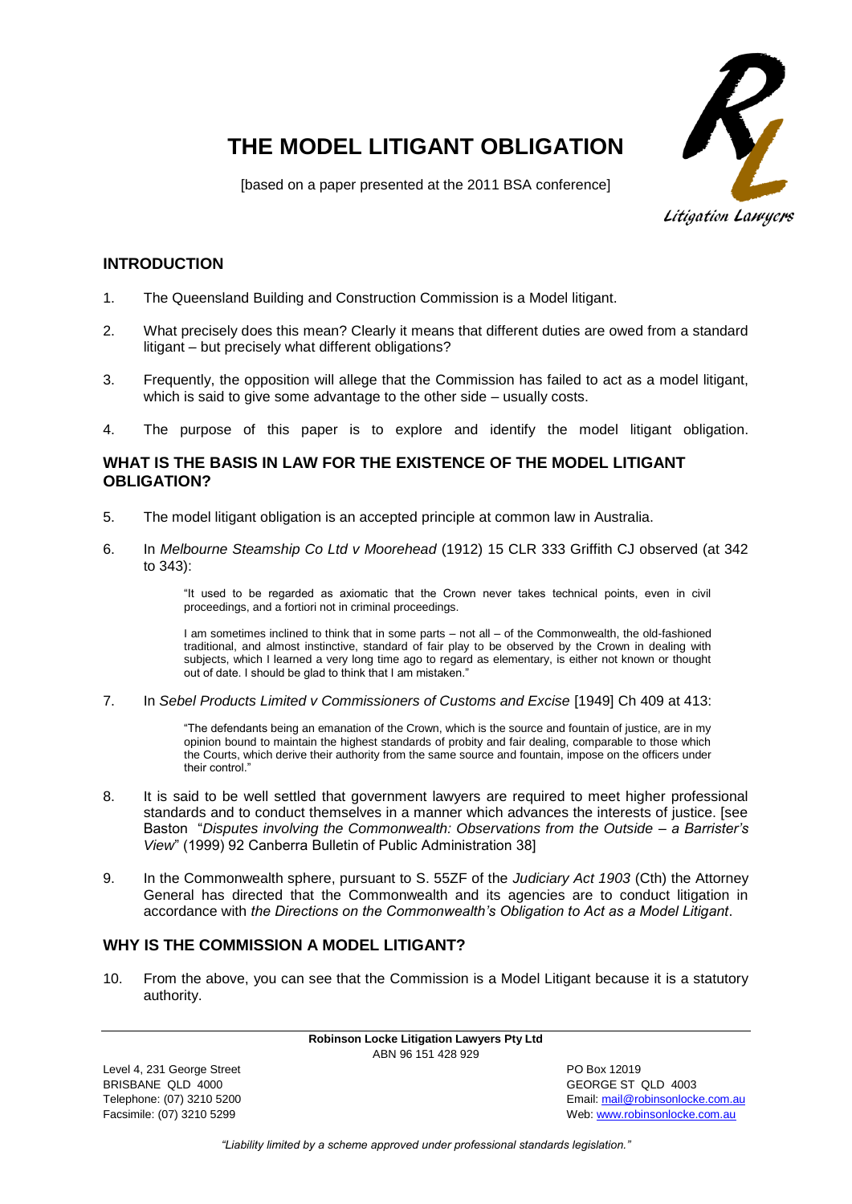# THE MODEL LITIGANT OBLIGATION

[based on a paper presented at the 2011 BSA conference]

## INTRODUCTION

1. The Queensland Building and Construction Commission is a Model litigant.

2. What precisely does this mean? Clearly it means that different duties are owed from a standard litigant – but precisely what different obligations?

3. Frequently, the opposition will allege that the Commission has failed to act as a model litigant, which is said to give some advantage to the other side – usually costs.

4. The purpose of this paper is to explore and identify the model litigant obligation.

## WHAT IS THE BASIS IN LAW FOR THE EXISTENCE OF THE MODEL LITIGANT OBLIGATION?

5. The model litigant obligation is an accepted principle at common law in Australia.

6. In *Melbourne Steamship Co Ltd v Moorehead* (1912) 15 CLR 333 Griffith CJ observed (at 342 to 343):

   > "It used to be regarded as axiomatic that the Crown never takes technical points, even in civil proceedings, and a fortiori not in criminal proceedings.
   >
   > I am sometimes inclined to think that in some parts – not all – of the Commonwealth, the old-fashioned traditional, and almost instinctive, standard of fair play to be observed by the Crown in dealing with subjects, which I learned a very long time ago to regard as elementary, is either not known or thought out of date. I should be glad to think that I am mistaken."

7. In *Sebel Products Limited v Commissioners of Customs and Excise* [1949] Ch 409 at 413:

   > "The defendants being an emanation of the Crown, which is the source and fountain of justice, are in my opinion bound to maintain the highest standards of probity and fair dealing, comparable to those which the Courts, which derive their authority from the same source and fountain, impose on the officers under their control."

8. It is said to be well settled that government lawyers are required to meet higher professional standards and to conduct themselves in a manner which advances the interests of justice. [see Baston "*Disputes involving the Commonwealth: Observations from the Outside – a Barrister's View*" (1999) 92 Canberra Bulletin of Public Administration 38]

9. In the Commonwealth sphere, pursuant to S. 55ZF of the *Judiciary Act 1903* (Cth) the Attorney General has directed that the Commonwealth and its agencies are to conduct litigation in accordance with *the Directions on the Commonwealth's Obligation to Act as a Model Litigant*.

## WHY IS THE COMMISSION A MODEL LITIGANT?

10. From the above, you can see that the Commission is a Model Litigant because it is a statutory authority.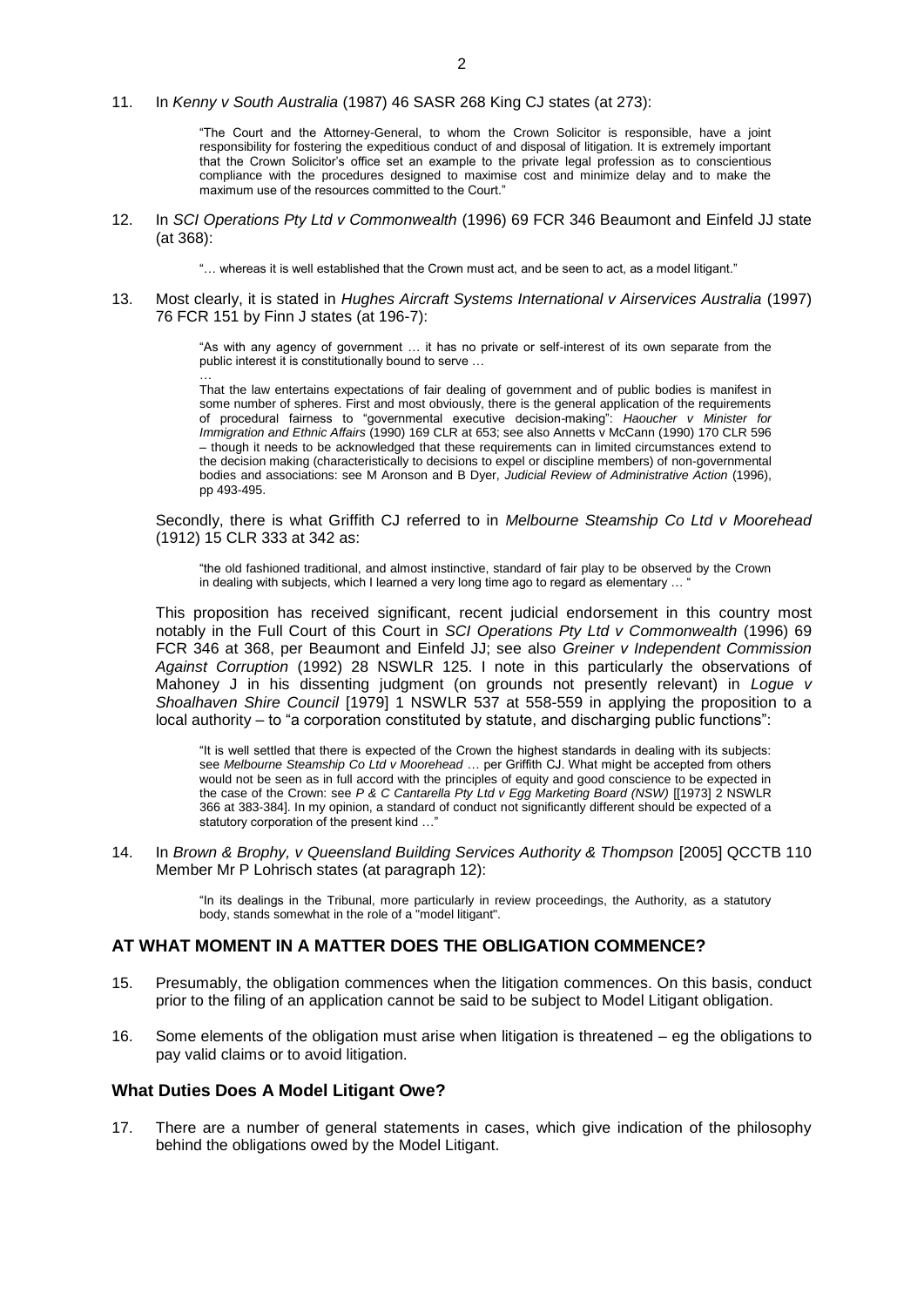11. In *Kenny v South Australia* (1987) 46 SASR 268 King CJ states (at 273):

> "The Court and the Attorney-General, to whom the Crown Solicitor is responsible, have a joint responsibility for fostering the expeditious conduct of and disposal of litigation. It is extremely important that the Crown Solicitor's office set an example to the private legal profession as to conscientious compliance with the procedures designed to maximise cost and minimize delay and to make the maximum use of the resources committed to the Court."

12. In *SCI Operations Pty Ltd v Commonwealth* (1996) 69 FCR 346 Beaumont and Einfeld JJ state (at 368):

> "… whereas it is well established that the Crown must act, and be seen to act, as a model litigant."

13. Most clearly, it is stated in *Hughes Aircraft Systems International v Airservices Australia* (1997) 76 FCR 151 by Finn J states (at 196-7):

> "As with any agency of government … it has no private or self-interest of its own separate from the public interest it is constitutionally bound to serve …
>
> …
>
> That the law entertains expectations of fair dealing of government and of public bodies is manifest in some number of spheres. First and most obviously, there is the general application of the requirements of procedural fairness to "governmental executive decision-making": *Haoucher v Minister for Immigration and Ethnic Affairs* (1990) 169 CLR at 653; see also Annetts v McCann (1990) 170 CLR 596 – though it needs to be acknowledged that these requirements can in limited circumstances extend to the decision making (characteristically to decisions to expel or discipline members) of non-governmental bodies and associations: see M Aronson and B Dyer, *Judicial Review of Administrative Action* (1996), pp 493-495.

Secondly, there is what Griffith CJ referred to in *Melbourne Steamship Co Ltd v Moorehead* (1912) 15 CLR 333 at 342 as:

> "the old fashioned traditional, and almost instinctive, standard of fair play to be observed by the Crown in dealing with subjects, which I learned a very long time ago to regard as elementary … "

This proposition has received significant, recent judicial endorsement in this country most notably in the Full Court of this Court in *SCI Operations Pty Ltd v Commonwealth* (1996) 69 FCR 346 at 368, per Beaumont and Einfeld JJ; see also *Greiner v Independent Commission Against Corruption* (1992) 28 NSWLR 125. I note in this particularly the observations of Mahoney J in his dissenting judgment (on grounds not presently relevant) in *Logue v Shoalhaven Shire Council* [1979] 1 NSWLR 537 at 558-559 in applying the proposition to a local authority – to "a corporation constituted by statute, and discharging public functions":

> "It is well settled that there is expected of the Crown the highest standards in dealing with its subjects: see *Melbourne Steamship Co Ltd v Moorehead* … per Griffith CJ. What might be accepted from others would not be seen as in full accord with the principles of equity and good conscience to be expected in the case of the Crown: see *P & C Cantarella Pty Ltd v Egg Marketing Board (NSW)* [[1973] 2 NSWLR 366 at 383-384]. In my opinion, a standard of conduct not significantly different should be expected of a statutory corporation of the present kind …"

14. In *Brown & Brophy, v Queensland Building Services Authority & Thompson* [2005] QCCTB 110 Member Mr P Lohrisch states (at paragraph 12):

> "In its dealings in the Tribunal, more particularly in review proceedings, the Authority, as a statutory body, stands somewhat in the role of a "model litigant".

## AT WHAT MOMENT IN A MATTER DOES THE OBLIGATION COMMENCE?

15. Presumably, the obligation commences when the litigation commences. On this basis, conduct prior to the filing of an application cannot be said to be subject to Model Litigant obligation.

16. Some elements of the obligation must arise when litigation is threatened – eg the obligations to pay valid claims or to avoid litigation.

### What Duties Does A Model Litigant Owe?

17. There are a number of general statements in cases, which give indication of the philosophy behind the obligations owed by the Model Litigant.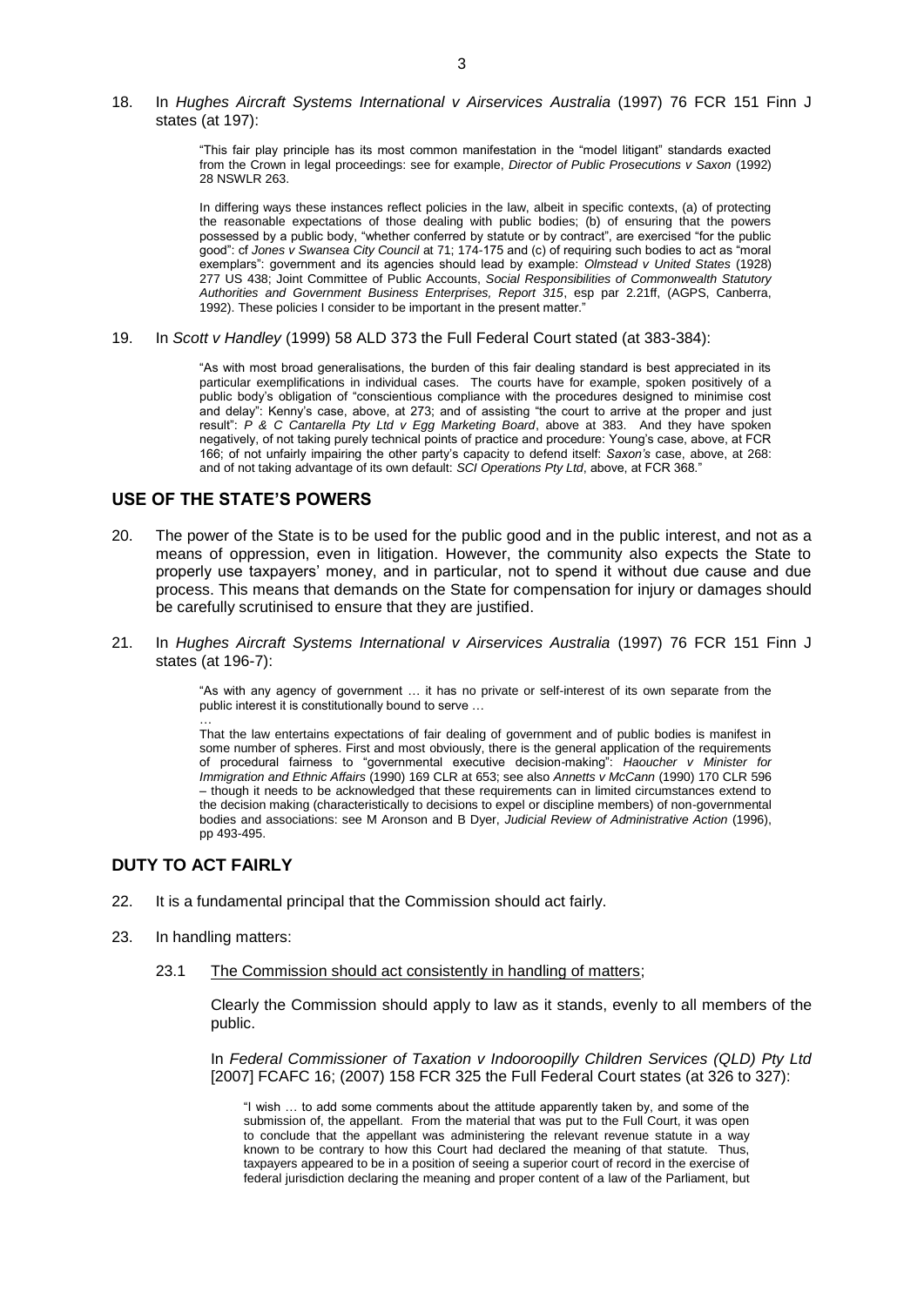18. In *Hughes Aircraft Systems International v Airservices Australia* (1997) 76 FCR 151 Finn J states (at 197):

> "This fair play principle has its most common manifestation in the "model litigant" standards exacted from the Crown in legal proceedings: see for example, *Director of Public Prosecutions v Saxon* (1992) 28 NSWLR 263.
>
> In differing ways these instances reflect policies in the law, albeit in specific contexts, (a) of protecting the reasonable expectations of those dealing with public bodies; (b) of ensuring that the powers possessed by a public body, "whether conferred by statute or by contract", are exercised "for the public good": cf *Jones v Swansea City Council* at 71; 174-175 and (c) of requiring such bodies to act as "moral exemplars": government and its agencies should lead by example: *Olmstead v United States* (1928) 277 US 438; Joint Committee of Public Accounts, *Social Responsibilities of Commonwealth Statutory Authorities and Government Business Enterprises, Report 315*, esp par 2.21ff, (AGPS, Canberra, 1992). These policies I consider to be important in the present matter."

19. In *Scott v Handley* (1999) 58 ALD 373 the Full Federal Court stated (at 383-384):

> "As with most broad generalisations, the burden of this fair dealing standard is best appreciated in its particular exemplifications in individual cases. The courts have for example, spoken positively of a public body's obligation of "conscientious compliance with the procedures designed to minimise cost and delay": Kenny's case, above, at 273; and of assisting "the court to arrive at the proper and just result": *P & C Cantarella Pty Ltd v Egg Marketing Board*, above at 383. And they have spoken negatively, of not taking purely technical points of practice and procedure: Young's case, above, at FCR 166; of not unfairly impairing the other party's capacity to defend itself: *Saxon's* case, above, at 268: and of not taking advantage of its own default: *SCI Operations Pty Ltd*, above, at FCR 368."

## USE OF THE STATE'S POWERS

20. The power of the State is to be used for the public good and in the public interest, and not as a means of oppression, even in litigation. However, the community also expects the State to properly use taxpayers' money, and in particular, not to spend it without due cause and due process. This means that demands on the State for compensation for injury or damages should be carefully scrutinised to ensure that they are justified.

21. In *Hughes Aircraft Systems International v Airservices Australia* (1997) 76 FCR 151 Finn J states (at 196-7):

> "As with any agency of government … it has no private or self-interest of its own separate from the public interest it is constitutionally bound to serve …
>
> …
>
> That the law entertains expectations of fair dealing of government and of public bodies is manifest in some number of spheres. First and most obviously, there is the general application of the requirements of procedural fairness to "governmental executive decision-making": *Haoucher v Minister for Immigration and Ethnic Affairs* (1990) 169 CLR at 653; see also *Annetts v McCann* (1990) 170 CLR 596 – though it needs to be acknowledged that these requirements can in limited circumstances extend to the decision making (characteristically to decisions to expel or discipline members) of non-governmental bodies and associations: see M Aronson and B Dyer, *Judicial Review of Administrative Action* (1996), pp 493-495.

## DUTY TO ACT FAIRLY

22. It is a fundamental principal that the Commission should act fairly.

23. In handling matters:

    23.1 The Commission should act consistently in handling of matters;

    Clearly the Commission should apply to law as it stands, evenly to all members of the public.

    In *Federal Commissioner of Taxation v Indooroopilly Children Services (QLD) Pty Ltd* [2007] FCAFC 16; (2007) 158 FCR 325 the Full Federal Court states (at 326 to 327):

    > "I wish … to add some comments about the attitude apparently taken by, and some of the submission of, the appellant. From the material that was put to the Full Court, it was open to conclude that the appellant was administering the relevant revenue statute in a way known to be contrary to how this Court had declared the meaning of that statute. Thus, taxpayers appeared to be in a position of seeing a superior court of record in the exercise of federal jurisdiction declaring the meaning and proper content of a law of the Parliament, but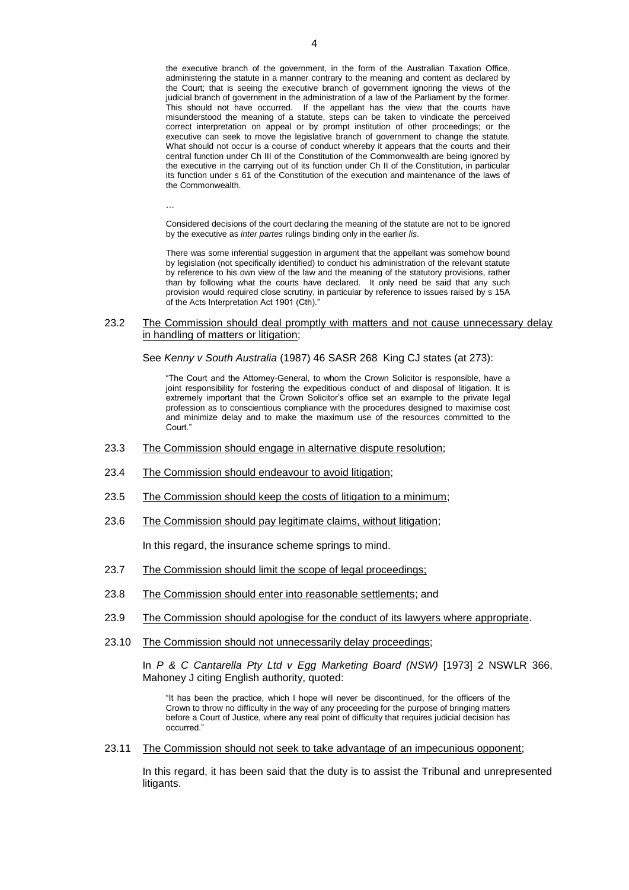the executive branch of the government, in the form of the Australian Taxation Office, administering the statute in a manner contrary to the meaning and content as declared by the Court; that is seeing the executive branch of government ignoring the views of the judicial branch of government in the administration of a law of the Parliament by the former. This should not have occurred. If the appellant has the view that the courts have misunderstood the meaning of a statute, steps can be taken to vindicate the perceived correct interpretation on appeal or by prompt institution of other proceedings; or the executive can seek to move the legislative branch of government to change the statute. What should not occur is a course of conduct whereby it appears that the courts and their central function under Ch III of the Constitution of the Commonwealth are being ignored by the executive in the carrying out of its function under Ch II of the Constitution, in particular its function under s 61 of the Constitution of the execution and maintenance of the laws of the Commonwealth.

>…
>
> Considered decisions of the court declaring the meaning of the statute are not to be ignored by the executive as *inter partes* rulings binding only in the earlier *lis*.
>
> There was some inferential suggestion in argument that the appellant was somehow bound by legislation (not specifically identified) to conduct his administration of the relevant statute by reference to his own view of the law and the meaning of the statutory provisions, rather than by following what the courts have declared. It only need be said that any such provision would required close scrutiny, in particular by reference to issues raised by s 15A of the Acts Interpretation Act 1901 (Cth)."

23.2 <u>The Commission should deal promptly with matters and not cause unnecessary delay in handling of matters or litigation</u>;

See *Kenny v South Australia* (1987) 46 SASR 268 King CJ states (at 273):

> "The Court and the Attorney-General, to whom the Crown Solicitor is responsible, have a joint responsibility for fostering the expeditious conduct of and disposal of litigation. It is extremely important that the Crown Solicitor's office set an example to the private legal profession as to conscientious compliance with the procedures designed to maximise cost and minimize delay and to make the maximum use of the resources committed to the Court."

23.3 <u>The Commission should engage in alternative dispute resolution</u>;

23.4 <u>The Commission should endeavour to avoid litigation</u>;

23.5 <u>The Commission should keep the costs of litigation to a minimum</u>;

23.6 <u>The Commission should pay legitimate claims, without litigation</u>;

In this regard, the insurance scheme springs to mind.

23.7 <u>The Commission should limit the scope of legal proceedings;</u>

23.8 <u>The Commission should enter into reasonable settlements</u>; and

23.9 <u>The Commission should apologise for the conduct of its lawyers where appropriate</u>.

23.10 <u>The Commission should not unnecessarily delay proceedings</u>;

In *P & C Cantarella Pty Ltd v Egg Marketing Board (NSW)* [1973] 2 NSWLR 366, Mahoney J citing English authority, quoted:

> "It has been the practice, which I hope will never be discontinued, for the officers of the Crown to throw no difficulty in the way of any proceeding for the purpose of bringing matters before a Court of Justice, where any real point of difficulty that requires judicial decision has occurred."

23.11 <u>The Commission should not seek to take advantage of an impecunious opponent</u>;

In this regard, it has been said that the duty is to assist the Tribunal and unrepresented litigants.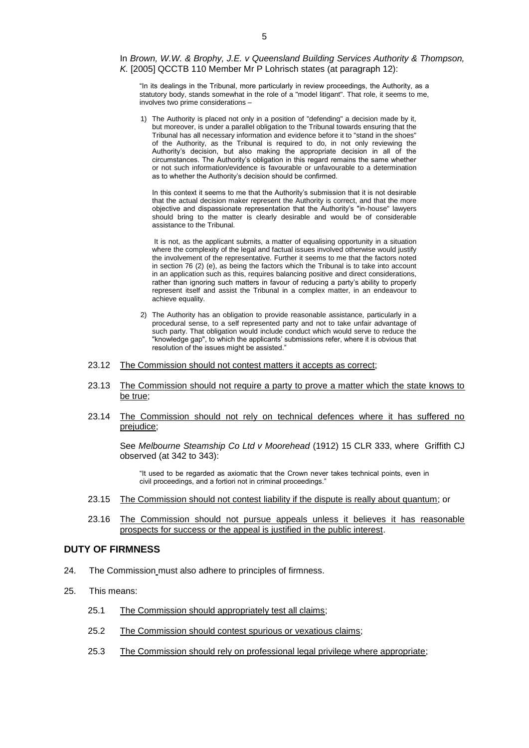In *Brown, W.W. & Brophy, J.E. v Queensland Building Services Authority & Thompson, K.* [2005] QCCTB 110 Member Mr P Lohrisch states (at paragraph 12):

> "In its dealings in the Tribunal, more particularly in review proceedings, the Authority, as a statutory body, stands somewhat in the role of a "model litigant". That role, it seems to me, involves two prime considerations –
>
> 1) The Authority is placed not only in a position of "defending" a decision made by it, but moreover, is under a parallel obligation to the Tribunal towards ensuring that the Tribunal has all necessary information and evidence before it to "stand in the shoes" of the Authority, as the Tribunal is required to do, in not only reviewing the Authority's decision, but also making the appropriate decision in all of the circumstances. The Authority's obligation in this regard remains the same whether or not such information/evidence is favourable or unfavourable to a determination as to whether the Authority's decision should be confirmed.
>
>    In this context it seems to me that the Authority's submission that it is not desirable that the actual decision maker represent the Authority is correct, and that the more objective and dispassionate representation that the Authority's "in-house" lawyers should bring to the matter is clearly desirable and would be of considerable assistance to the Tribunal.
>
>    It is not, as the applicant submits, a matter of equalising opportunity in a situation where the complexity of the legal and factual issues involved otherwise would justify the involvement of the representative. Further it seems to me that the factors noted in section 76 (2) (e), as being the factors which the Tribunal is to take into account in an application such as this, requires balancing positive and direct considerations, rather than ignoring such matters in favour of reducing a party's ability to properly represent itself and assist the Tribunal in a complex matter, in an endeavour to achieve equality.
>
> 2) The Authority has an obligation to provide reasonable assistance, particularly in a procedural sense, to a self represented party and not to take unfair advantage of such party. That obligation would include conduct which would serve to reduce the "knowledge gap", to which the applicants' submissions refer, where it is obvious that resolution of the issues might be assisted."

23.12 <u>The Commission should not contest matters it accepts as correct</u>;

23.13 <u>The Commission should not require a party to prove a matter which the state knows to be true</u>;

23.14 <u>The Commission should not rely on technical defences where it has suffered no prejudice</u>;

See *Melbourne Steamship Co Ltd v Moorehead* (1912) 15 CLR 333, where Griffith CJ observed (at 342 to 343):

> "It used to be regarded as axiomatic that the Crown never takes technical points, even in civil proceedings, and a fortiori not in criminal proceedings."

23.15 <u>The Commission should not contest liability if the dispute is really about quantum</u>; or

23.16 <u>The Commission should not pursue appeals unless it believes it has reasonable prospects for success or the appeal is justified in the public interest</u>.

## DUTY OF FIRMNESS

24. The Commission must also adhere to principles of firmness.

25. This means:

25.1 <u>The Commission should appropriately test all claims</u>;

25.2 <u>The Commission should contest spurious or vexatious claims</u>;

25.3 <u>The Commission should rely on professional legal privilege where appropriate</u>;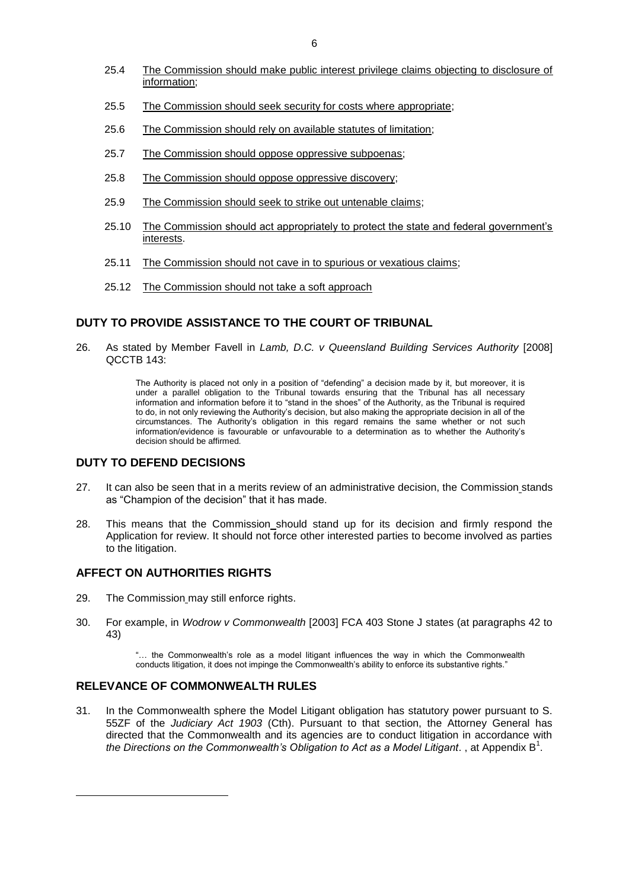25.4 <u>The Commission should make public interest privilege claims objecting to disclosure of information</u>;

25.5 <u>The Commission should seek security for costs where appropriate</u>;

25.6 <u>The Commission should rely on available statutes of limitation</u>;

25.7 <u>The Commission should oppose oppressive subpoenas</u>;

25.8 <u>The Commission should oppose oppressive discovery</u>;

25.9 <u>The Commission should seek to strike out untenable claims</u>;

25.10 <u>The Commission should act appropriately to protect the state and federal government's interests</u>.

25.11 <u>The Commission should not cave in to spurious or vexatious claims</u>;

25.12 <u>The Commission should not take a soft approach</u>

## DUTY TO PROVIDE ASSISTANCE TO THE COURT OF TRIBUNAL

26. As stated by Member Favell in *Lamb, D.C. v Queensland Building Services Authority* [2008] QCCTB 143:

> The Authority is placed not only in a position of "defending" a decision made by it, but moreover, it is under a parallel obligation to the Tribunal towards ensuring that the Tribunal has all necessary information and information before it to "stand in the shoes" of the Authority, as the Tribunal is required to do, in not only reviewing the Authority's decision, but also making the appropriate decision in all of the circumstances. The Authority's obligation in this regard remains the same whether or not such information/evidence is favourable or unfavourable to a determination as to whether the Authority's decision should be affirmed.

## DUTY TO DEFEND DECISIONS

27. It can also be seen that in a merits review of an administrative decision, the Commission stands as "Champion of the decision" that it has made.

28. This means that the Commission should stand up for its decision and firmly respond the Application for review. It should not force other interested parties to become involved as parties to the litigation.

## AFFECT ON AUTHORITIES RIGHTS

29. The Commission may still enforce rights.

30. For example, in *Wodrow v Commonwealth* [2003] FCA 403 Stone J states (at paragraphs 42 to 43)

> "… the Commonwealth's role as a model litigant influences the way in which the Commonwealth conducts litigation, it does not impinge the Commonwealth's ability to enforce its substantive rights."

## RELEVANCE OF COMMONWEALTH RULES

31. In the Commonwealth sphere the Model Litigant obligation has statutory power pursuant to S. 55ZF of the *Judiciary Act 1903* (Cth). Pursuant to that section, the Attorney General has directed that the Commonwealth and its agencies are to conduct litigation in accordance with *the Directions on the Commonwealth's Obligation to Act as a Model Litigant*. , at Appendix B[1].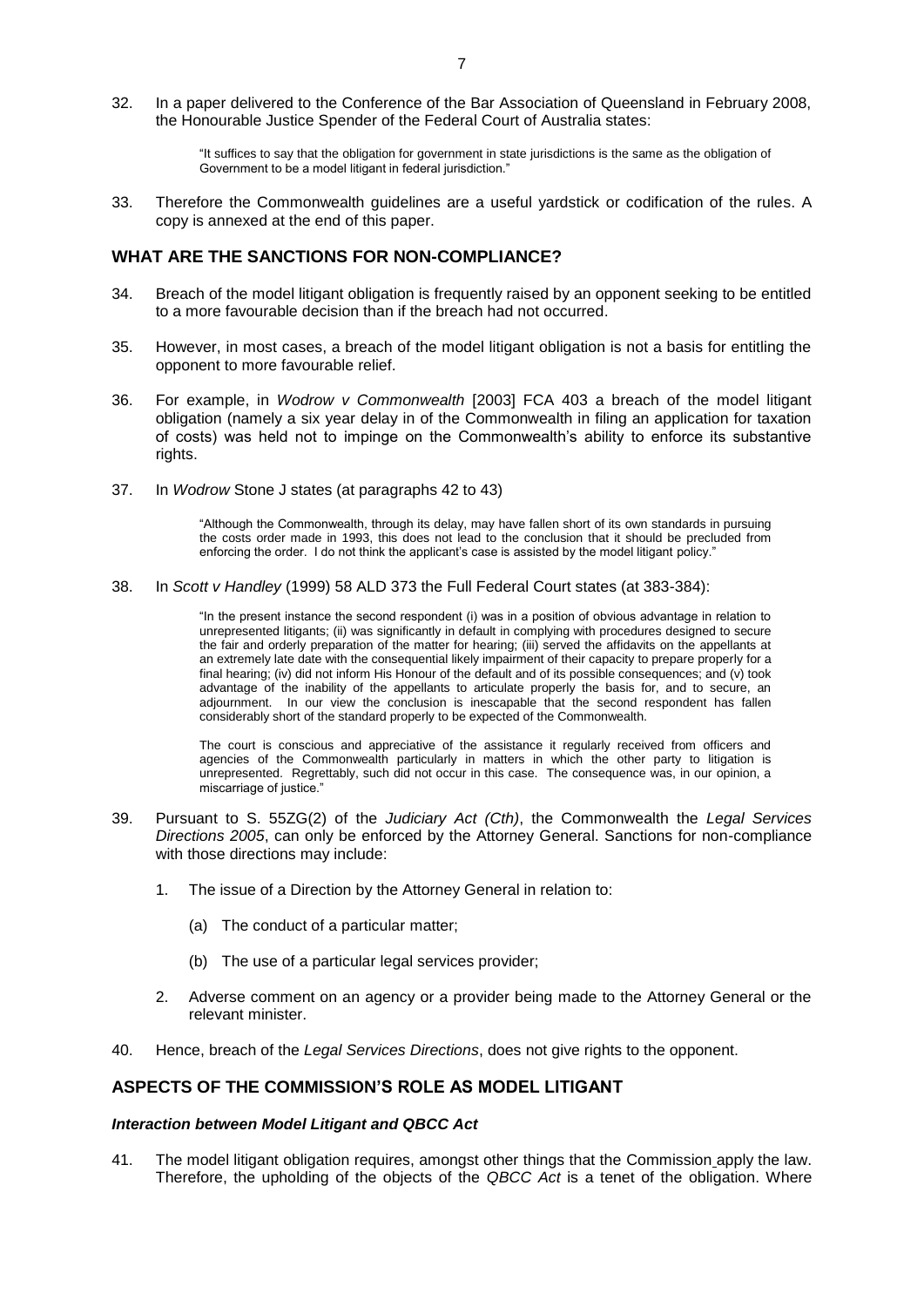32. In a paper delivered to the Conference of the Bar Association of Queensland in February 2008, the Honourable Justice Spender of the Federal Court of Australia states:

> "It suffices to say that the obligation for government in state jurisdictions is the same as the obligation of Government to be a model litigant in federal jurisdiction."

33. Therefore the Commonwealth guidelines are a useful yardstick or codification of the rules. A copy is annexed at the end of this paper.

## WHAT ARE THE SANCTIONS FOR NON-COMPLIANCE?

34. Breach of the model litigant obligation is frequently raised by an opponent seeking to be entitled to a more favourable decision than if the breach had not occurred.

35. However, in most cases, a breach of the model litigant obligation is not a basis for entitling the opponent to more favourable relief.

36. For example, in *Wodrow v Commonwealth* [2003] FCA 403 a breach of the model litigant obligation (namely a six year delay in of the Commonwealth in filing an application for taxation of costs) was held not to impinge on the Commonwealth's ability to enforce its substantive rights.

37. In *Wodrow* Stone J states (at paragraphs 42 to 43)

> "Although the Commonwealth, through its delay, may have fallen short of its own standards in pursuing the costs order made in 1993, this does not lead to the conclusion that it should be precluded from enforcing the order. I do not think the applicant's case is assisted by the model litigant policy."

38. In *Scott v Handley* (1999) 58 ALD 373 the Full Federal Court states (at 383-384):

> "In the present instance the second respondent (i) was in a position of obvious advantage in relation to unrepresented litigants; (ii) was significantly in default in complying with procedures designed to secure the fair and orderly preparation of the matter for hearing; (iii) served the affidavits on the appellants at an extremely late date with the consequential likely impairment of their capacity to prepare properly for a final hearing; (iv) did not inform His Honour of the default and of its possible consequences; and (v) took advantage of the inability of the appellants to articulate properly the basis for, and to secure, an adjournment. In our view the conclusion is inescapable that the second respondent has fallen considerably short of the standard properly to be expected of the Commonwealth.
>
> The court is conscious and appreciative of the assistance it regularly received from officers and agencies of the Commonwealth particularly in matters in which the other party to litigation is unrepresented. Regrettably, such did not occur in this case. The consequence was, in our opinion, a miscarriage of justice."

39. Pursuant to S. 55ZG(2) of the *Judiciary Act (Cth)*, the Commonwealth the *Legal Services Directions 2005*, can only be enforced by the Attorney General. Sanctions for non-compliance with those directions may include:

    1. The issue of a Direction by the Attorney General in relation to:

        (a) The conduct of a particular matter;

        (b) The use of a particular legal services provider;

    2. Adverse comment on an agency or a provider being made to the Attorney General or the relevant minister.

40. Hence, breach of the *Legal Services Directions*, does not give rights to the opponent.

## ASPECTS OF THE COMMISSION'S ROLE AS MODEL LITIGANT

### *Interaction between Model Litigant and QBCC Act*

41. The model litigant obligation requires, amongst other things that the Commission apply the law. Therefore, the upholding of the objects of the *QBCC Act* is a tenet of the obligation. Where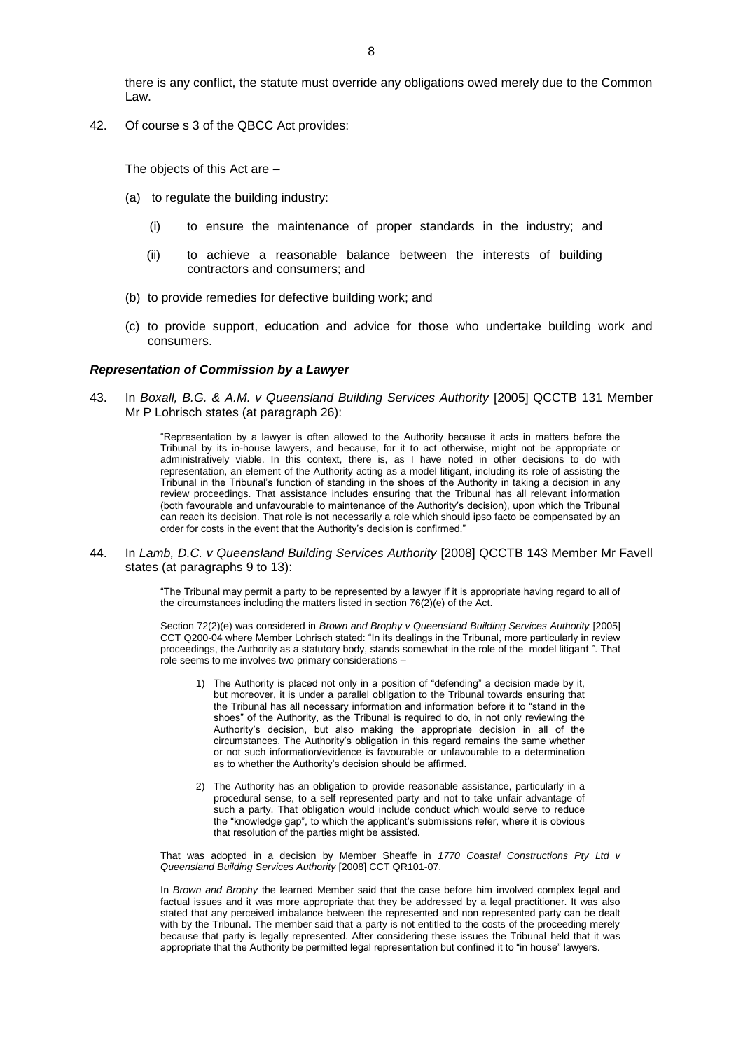there is any conflict, the statute must override any obligations owed merely due to the Common Law.

42. Of course s 3 of the QBCC Act provides:

The objects of this Act are –

(a) to regulate the building industry:

(i) to ensure the maintenance of proper standards in the industry; and

(ii) to achieve a reasonable balance between the interests of building contractors and consumers; and

(b) to provide remedies for defective building work; and

(c) to provide support, education and advice for those who undertake building work and consumers.

### *Representation of Commission by a Lawyer*

43. In *Boxall, B.G. & A.M. v Queensland Building Services Authority* [2005] QCCTB 131 Member Mr P Lohrisch states (at paragraph 26):

> "Representation by a lawyer is often allowed to the Authority because it acts in matters before the Tribunal by its in-house lawyers, and because, for it to act otherwise, might not be appropriate or administratively viable. In this context, there is, as I have noted in other decisions to do with representation, an element of the Authority acting as a model litigant, including its role of assisting the Tribunal in the Tribunal's function of standing in the shoes of the Authority in taking a decision in any review proceedings. That assistance includes ensuring that the Tribunal has all relevant information (both favourable and unfavourable to maintenance of the Authority's decision), upon which the Tribunal can reach its decision. That role is not necessarily a role which should ipso facto be compensated by an order for costs in the event that the Authority's decision is confirmed."

44. In *Lamb, D.C. v Queensland Building Services Authority* [2008] QCCTB 143 Member Mr Favell states (at paragraphs 9 to 13):

> "The Tribunal may permit a party to be represented by a lawyer if it is appropriate having regard to all of the circumstances including the matters listed in section 76(2)(e) of the Act.
>
> Section 72(2)(e) was considered in *Brown and Brophy v Queensland Building Services Authority* [2005] CCT Q200-04 where Member Lohrisch stated: "In its dealings in the Tribunal, more particularly in review proceedings, the Authority as a statutory body, stands somewhat in the role of the model litigant ". That role seems to me involves two primary considerations –
>
> 1) The Authority is placed not only in a position of "defending" a decision made by it, but moreover, it is under a parallel obligation to the Tribunal towards ensuring that the Tribunal has all necessary information and information before it to "stand in the shoes" of the Authority, as the Tribunal is required to do, in not only reviewing the Authority's decision, but also making the appropriate decision in all of the circumstances. The Authority's obligation in this regard remains the same whether or not such information/evidence is favourable or unfavourable to a determination as to whether the Authority's decision should be affirmed.
>
> 2) The Authority has an obligation to provide reasonable assistance, particularly in a procedural sense, to a self represented party and not to take unfair advantage of such a party. That obligation would include conduct which would serve to reduce the "knowledge gap", to which the applicant's submissions refer, where it is obvious that resolution of the parties might be assisted.
>
> That was adopted in a decision by Member Sheaffe in *1770 Coastal Constructions Pty Ltd v Queensland Building Services Authority* [2008] CCT QR101-07.
>
> In *Brown and Brophy* the learned Member said that the case before him involved complex legal and factual issues and it was more appropriate that they be addressed by a legal practitioner. It was also stated that any perceived imbalance between the represented and non represented party can be dealt with by the Tribunal. The member said that a party is not entitled to the costs of the proceeding merely because that party is legally represented. After considering these issues the Tribunal held that it was appropriate that the Authority be permitted legal representation but confined it to "in house" lawyers.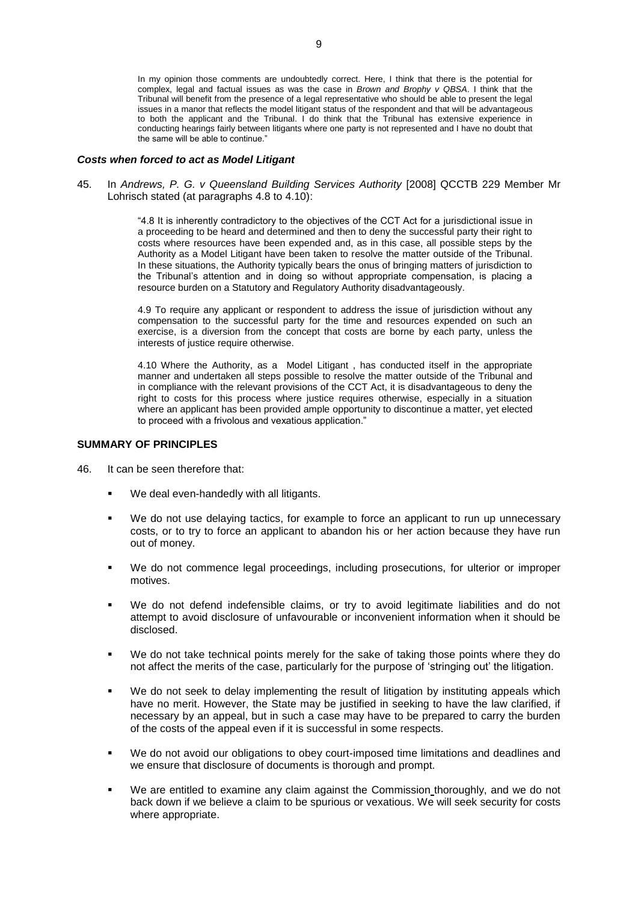> In my opinion those comments are undoubtedly correct. Here, I think that there is the potential for complex, legal and factual issues as was the case in *Brown and Brophy v QBSA*. I think that the Tribunal will benefit from the presence of a legal representative who should be able to present the legal issues in a manor that reflects the model litigant status of the respondent and that will be advantageous to both the applicant and the Tribunal. I do think that the Tribunal has extensive experience in conducting hearings fairly between litigants where one party is not represented and I have no doubt that the same will be able to continue."

### *Costs when forced to act as Model Litigant*

45. In *Andrews, P. G. v Queensland Building Services Authority* [2008] QCCTB 229 Member Mr Lohrisch stated (at paragraphs 4.8 to 4.10):

> "4.8 It is inherently contradictory to the objectives of the CCT Act for a jurisdictional issue in a proceeding to be heard and determined and then to deny the successful party their right to costs where resources have been expended and, as in this case, all possible steps by the Authority as a Model Litigant have been taken to resolve the matter outside of the Tribunal. In these situations, the Authority typically bears the onus of bringing matters of jurisdiction to the Tribunal's attention and in doing so without appropriate compensation, is placing a resource burden on a Statutory and Regulatory Authority disadvantageously.
>
> 4.9 To require any applicant or respondent to address the issue of jurisdiction without any compensation to the successful party for the time and resources expended on such an exercise, is a diversion from the concept that costs are borne by each party, unless the interests of justice require otherwise.
>
> 4.10 Where the Authority, as a Model Litigant , has conducted itself in the appropriate manner and undertaken all steps possible to resolve the matter outside of the Tribunal and in compliance with the relevant provisions of the CCT Act, it is disadvantageous to deny the right to costs for this process where justice requires otherwise, especially in a situation where an applicant has been provided ample opportunity to discontinue a matter, yet elected to proceed with a frivolous and vexatious application."

## SUMMARY OF PRINCIPLES

46. It can be seen therefore that:

- We deal even-handedly with all litigants.
- We do not use delaying tactics, for example to force an applicant to run up unnecessary costs, or to try to force an applicant to abandon his or her action because they have run out of money.
- We do not commence legal proceedings, including prosecutions, for ulterior or improper motives.
- We do not defend indefensible claims, or try to avoid legitimate liabilities and do not attempt to avoid disclosure of unfavourable or inconvenient information when it should be disclosed.
- We do not take technical points merely for the sake of taking those points where they do not affect the merits of the case, particularly for the purpose of 'stringing out' the litigation.
- We do not seek to delay implementing the result of litigation by instituting appeals which have no merit. However, the State may be justified in seeking to have the law clarified, if necessary by an appeal, but in such a case may have to be prepared to carry the burden of the costs of the appeal even if it is successful in some respects.
- We do not avoid our obligations to obey court-imposed time limitations and deadlines and we ensure that disclosure of documents is thorough and prompt.
- We are entitled to examine any claim against the Commission thoroughly, and we do not back down if we believe a claim to be spurious or vexatious. We will seek security for costs where appropriate.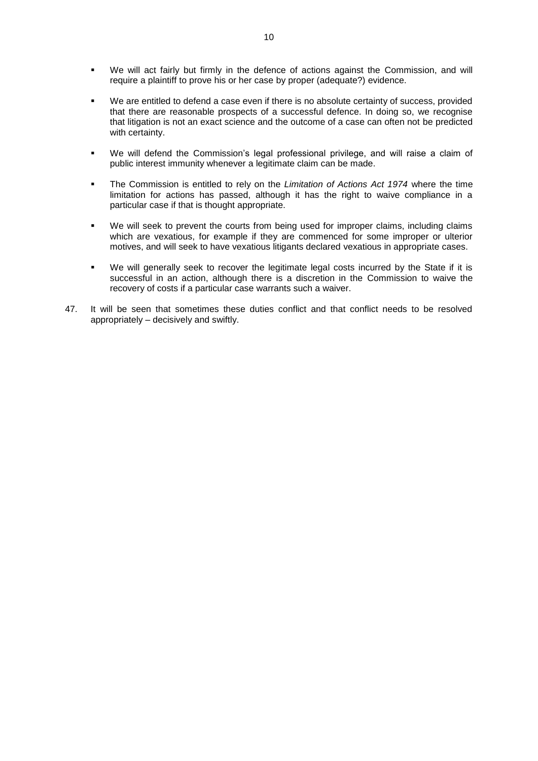- We will act fairly but firmly in the defence of actions against the Commission, and will require a plaintiff to prove his or her case by proper (adequate?) evidence.

- We are entitled to defend a case even if there is no absolute certainty of success, provided that there are reasonable prospects of a successful defence. In doing so, we recognise that litigation is not an exact science and the outcome of a case can often not be predicted with certainty.

- We will defend the Commission's legal professional privilege, and will raise a claim of public interest immunity whenever a legitimate claim can be made.

- The Commission is entitled to rely on the *Limitation of Actions Act 1974* where the time limitation for actions has passed, although it has the right to waive compliance in a particular case if that is thought appropriate.

- We will seek to prevent the courts from being used for improper claims, including claims which are vexatious, for example if they are commenced for some improper or ulterior motives, and will seek to have vexatious litigants declared vexatious in appropriate cases.

- We will generally seek to recover the legitimate legal costs incurred by the State if it is successful in an action, although there is a discretion in the Commission to waive the recovery of costs if a particular case warrants such a waiver.

47. It will be seen that sometimes these duties conflict and that conflict needs to be resolved appropriately – decisively and swiftly.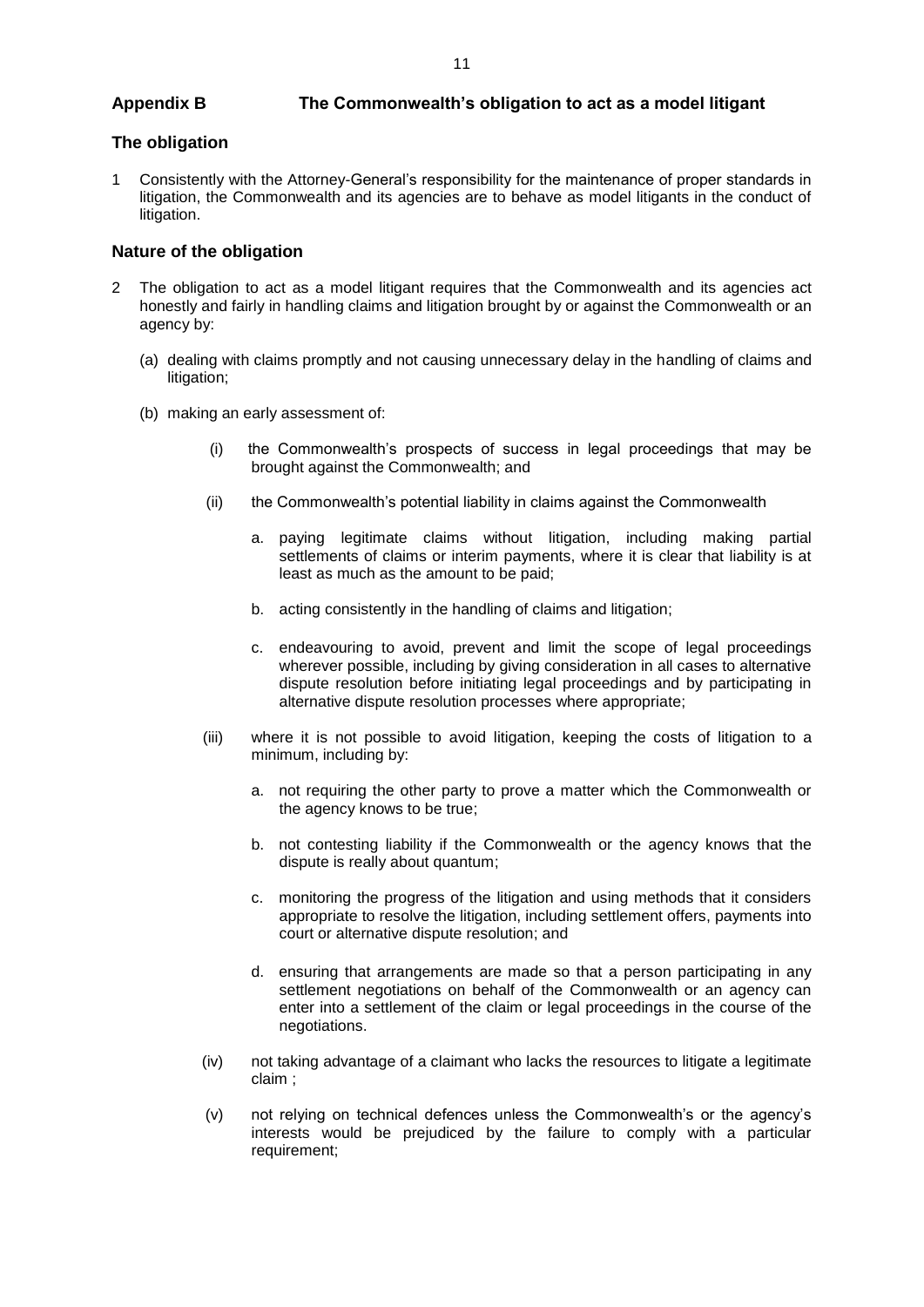## Appendix B The Commonwealth's obligation to act as a model litigant

### The obligation

1 Consistently with the Attorney-General's responsibility for the maintenance of proper standards in litigation, the Commonwealth and its agencies are to behave as model litigants in the conduct of litigation.

### Nature of the obligation

2 The obligation to act as a model litigant requires that the Commonwealth and its agencies act honestly and fairly in handling claims and litigation brought by or against the Commonwealth or an agency by:

(a) dealing with claims promptly and not causing unnecessary delay in the handling of claims and litigation;

(b) making an early assessment of:

(i) the Commonwealth's prospects of success in legal proceedings that may be brought against the Commonwealth; and

(ii) the Commonwealth's potential liability in claims against the Commonwealth

a. paying legitimate claims without litigation, including making partial settlements of claims or interim payments, where it is clear that liability is at least as much as the amount to be paid;

b. acting consistently in the handling of claims and litigation;

c. endeavouring to avoid, prevent and limit the scope of legal proceedings wherever possible, including by giving consideration in all cases to alternative dispute resolution before initiating legal proceedings and by participating in alternative dispute resolution processes where appropriate;

(iii) where it is not possible to avoid litigation, keeping the costs of litigation to a minimum, including by:

a. not requiring the other party to prove a matter which the Commonwealth or the agency knows to be true;

b. not contesting liability if the Commonwealth or the agency knows that the dispute is really about quantum;

c. monitoring the progress of the litigation and using methods that it considers appropriate to resolve the litigation, including settlement offers, payments into court or alternative dispute resolution; and

d. ensuring that arrangements are made so that a person participating in any settlement negotiations on behalf of the Commonwealth or an agency can enter into a settlement of the claim or legal proceedings in the course of the negotiations.

(iv) not taking advantage of a claimant who lacks the resources to litigate a legitimate claim ;

(v) not relying on technical defences unless the Commonwealth's or the agency's interests would be prejudiced by the failure to comply with a particular requirement;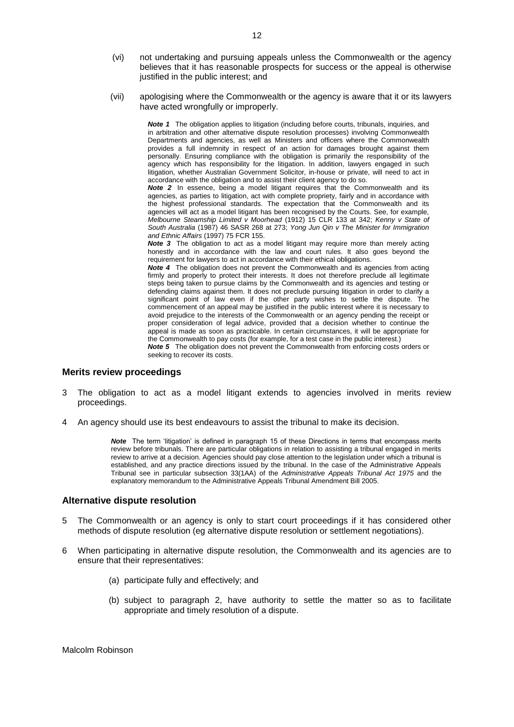(vi) not undertaking and pursuing appeals unless the Commonwealth or the agency believes that it has reasonable prospects for success or the appeal is otherwise justified in the public interest; and

(vii) apologising where the Commonwealth or the agency is aware that it or its lawyers have acted wrongfully or improperly.

> ***Note 1*** The obligation applies to litigation (including before courts, tribunals, inquiries, and in arbitration and other alternative dispute resolution processes) involving Commonwealth Departments and agencies, as well as Ministers and officers where the Commonwealth provides a full indemnity in respect of an action for damages brought against them personally. Ensuring compliance with the obligation is primarily the responsibility of the agency which has responsibility for the litigation. In addition, lawyers engaged in such litigation, whether Australian Government Solicitor, in-house or private, will need to act in accordance with the obligation and to assist their client agency to do so.
>
> ***Note 2*** In essence, being a model litigant requires that the Commonwealth and its agencies, as parties to litigation, act with complete propriety, fairly and in accordance with the highest professional standards. The expectation that the Commonwealth and its agencies will act as a model litigant has been recognised by the Courts. See, for example, *Melbourne Steamship Limited v Moorhead* (1912) 15 CLR 133 at 342; *Kenny v State of South Australia* (1987) 46 SASR 268 at 273; *Yong Jun Qin v The Minister for Immigration and Ethnic Affairs* (1997) 75 FCR 155.
>
> ***Note 3*** The obligation to act as a model litigant may require more than merely acting honestly and in accordance with the law and court rules. It also goes beyond the requirement for lawyers to act in accordance with their ethical obligations.
>
> ***Note 4*** The obligation does not prevent the Commonwealth and its agencies from acting firmly and properly to protect their interests. It does not therefore preclude all legitimate steps being taken to pursue claims by the Commonwealth and its agencies and testing or defending claims against them. It does not preclude pursuing litigation in order to clarify a significant point of law even if the other party wishes to settle the dispute. The commencement of an appeal may be justified in the public interest where it is necessary to avoid prejudice to the interests of the Commonwealth or an agency pending the receipt or proper consideration of legal advice, provided that a decision whether to continue the appeal is made as soon as practicable. In certain circumstances, it will be appropriate for the Commonwealth to pay costs (for example, for a test case in the public interest.)
>
> ***Note 5*** The obligation does not prevent the Commonwealth from enforcing costs orders or seeking to recover its costs.

## Merits review proceedings

3 The obligation to act as a model litigant extends to agencies involved in merits review proceedings.

4 An agency should use its best endeavours to assist the tribunal to make its decision.

> ***Note*** The term 'litigation' is defined in paragraph 15 of these Directions in terms that encompass merits review before tribunals. There are particular obligations in relation to assisting a tribunal engaged in merits review to arrive at a decision. Agencies should pay close attention to the legislation under which a tribunal is established, and any practice directions issued by the tribunal. In the case of the Administrative Appeals Tribunal see in particular subsection 33(1AA) of the *Administrative Appeals Tribunal Act 1975* and the explanatory memorandum to the Administrative Appeals Tribunal Amendment Bill 2005.

## Alternative dispute resolution

5 The Commonwealth or an agency is only to start court proceedings if it has considered other methods of dispute resolution (eg alternative dispute resolution or settlement negotiations).

6 When participating in alternative dispute resolution, the Commonwealth and its agencies are to ensure that their representatives:

(a) participate fully and effectively; and

(b) subject to paragraph 2, have authority to settle the matter so as to facilitate appropriate and timely resolution of a dispute.

Malcolm Robinson